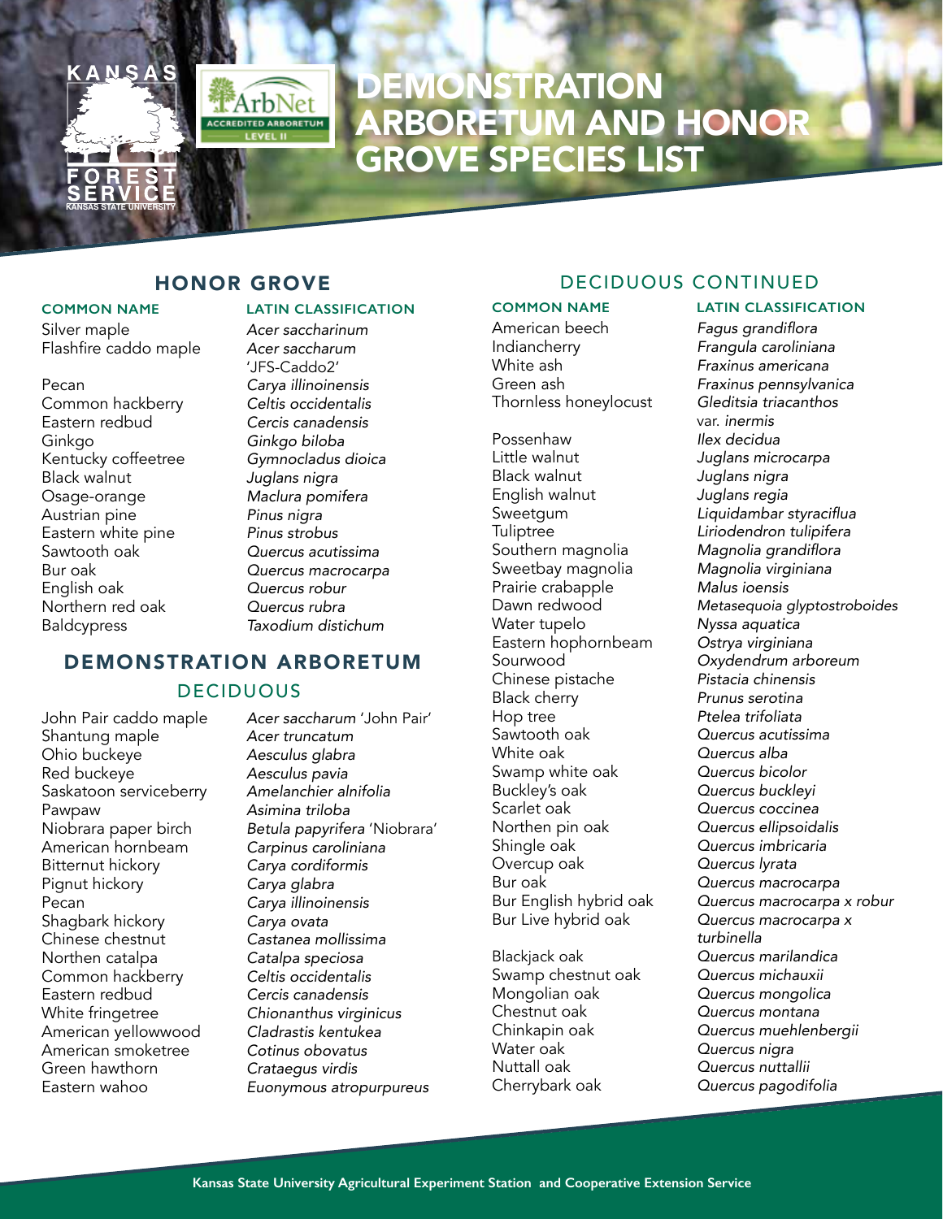# DEMONSTRATION ARBORETUM AND HONOR GROVE SPECIES LIST

## HONOR GROVE

| COMMON NAME | LATIN CLASSIFICATION |
|---|---|
| Silver maple | *Acer saccharinum* |
| Flashfire caddo maple | *Acer saccharum* 'JFS-Caddo2' |
| Pecan | *Carya illinoinensis* |
| Common hackberry | *Celtis occidentalis* |
| Eastern redbud | *Cercis canadensis* |
| Ginkgo | *Ginkgo biloba* |
| Kentucky coffeetree | *Gymnocladus dioica* |
| Black walnut | *Juglans nigra* |
| Osage-orange | *Maclura pomifera* |
| Austrian pine | *Pinus nigra* |
| Eastern white pine | *Pinus strobus* |
| Sawtooth oak | *Quercus acutissima* |
| Bur oak | *Quercus macrocarpa* |
| English oak | *Quercus robur* |
| Northern red oak | *Quercus rubra* |
| Baldcypress | *Taxodium distichum* |

## DEMONSTRATION ARBORETUM

### DECIDUOUS

| COMMON NAME | LATIN CLASSIFICATION |
|---|---|
| John Pair caddo maple | *Acer saccharum* 'John Pair' |
| Shantung maple | *Acer truncatum* |
| Ohio buckeye | *Aesculus glabra* |
| Red buckeye | *Aesculus pavia* |
| Saskatoon serviceberry | *Amelanchier alnifolia* |
| Pawpaw | *Asimina triloba* |
| Niobrara paper birch | *Betula papyrifera* 'Niobrara' |
| American hornbeam | *Carpinus caroliniana* |
| Bitternut hickory | *Carya cordiformis* |
| Pignut hickory | *Carya glabra* |
| Pecan | *Carya illinoinensis* |
| Shagbark hickory | *Carya ovata* |
| Chinese chestnut | *Castanea mollissima* |
| Northen catalpa | *Catalpa speciosa* |
| Common hackberry | *Celtis occidentalis* |
| Eastern redbud | *Cercis canadensis* |
| White fringetree | *Chionanthus virginicus* |
| American yellowwood | *Cladrastis kentukea* |
| American smoketree | *Cotinus obovatus* |
| Green hawthorn | *Crataegus virdis* |
| Eastern wahoo | *Euonymous atropurpureus* |

### DECIDUOUS CONTINUED

| COMMON NAME | LATIN CLASSIFICATION |
|---|---|
| American beech | *Fagus grandiflora* |
| Indiancherry | *Frangula caroliniana* |
| White ash | *Fraxinus americana* |
| Green ash | *Fraxinus pennsylvanica* |
| Thornless honeylocust | *Gleditsia triacanthos* var. *inermis* |
| Possenhaw | *Ilex decidua* |
| Little walnut | *Juglans microcarpa* |
| Black walnut | *Juglans nigra* |
| English walnut | *Juglans regia* |
| Sweetgum | *Liquidambar styraciflua* |
| Tuliptree | *Liriodendron tulipifera* |
| Southern magnolia | *Magnolia grandiflora* |
| Sweetbay magnolia | *Magnolia virginiana* |
| Prairie crabapple | *Malus ioensis* |
| Dawn redwood | *Metasequoia glyptostroboides* |
| Water tupelo | *Nyssa aquatica* |
| Eastern hophornbeam | *Ostrya virginiana* |
| Sourwood | *Oxydendrum arboreum* |
| Chinese pistache | *Pistacia chinensis* |
| Black cherry | *Prunus serotina* |
| Hop tree | *Ptelea trifoliata* |
| Sawtooth oak | *Quercus acutissima* |
| White oak | *Quercus alba* |
| Swamp white oak | *Quercus bicolor* |
| Buckley's oak | *Quercus buckleyi* |
| Scarlet oak | *Quercus coccinea* |
| Northen pin oak | *Quercus ellipsoidalis* |
| Shingle oak | *Quercus imbricaria* |
| Overcup oak | *Quercus lyrata* |
| Bur oak | *Quercus macrocarpa* |
| Bur English hybrid oak | *Quercus macrocarpa x robur* |
| Bur Live hybrid oak | *Quercus macrocarpa x turbinella* |
| Blackjack oak | *Quercus marilandica* |
| Swamp chestnut oak | *Quercus michauxii* |
| Mongolian oak | *Quercus mongolica* |
| Chestnut oak | *Quercus montana* |
| Chinkapin oak | *Quercus muehlenbergii* |
| Water oak | *Quercus nigra* |
| Nuttall oak | *Quercus nuttallii* |
| Cherrybark oak | *Quercus pagodifolia* |

Kansas State University Agricultural Experiment Station and Cooperative Extension Service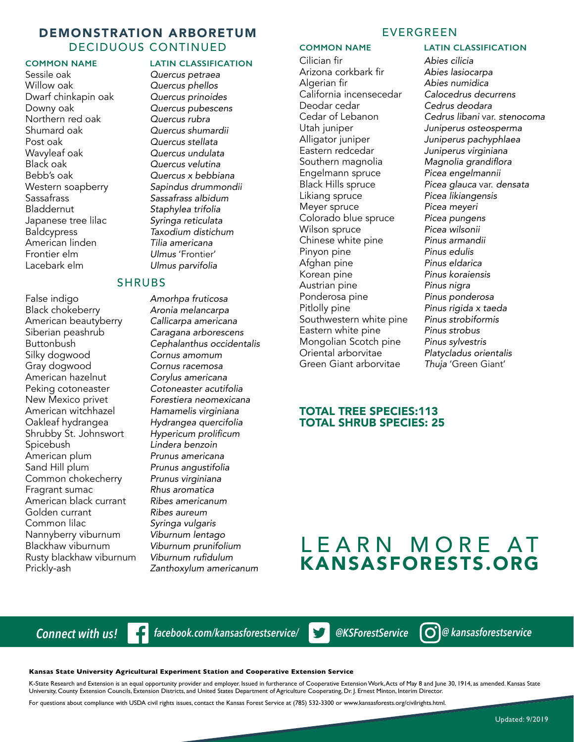## DEMONSTRATION ARBORETUM

### DECIDUOUS CONTINUED

| COMMON NAME | LATIN CLASSIFICATION |
|---|---|
| Sessile oak | *Quercus petraea* |
| Willow oak | *Quercus phellos* |
| Dwarf chinkapin oak | *Quercus prinoides* |
| Downy oak | *Quercus pubescens* |
| Northern red oak | *Quercus rubra* |
| Shumard oak | *Quercus shumardii* |
| Post oak | *Quercus stellata* |
| Wavyleaf oak | *Quercus undulata* |
| Black oak | *Quercus velutina* |
| Bebb's oak | *Quercus x bebbiana* |
| Western soapberry | *Sapindus drummondii* |
| Sassafrass | *Sassafrass albidum* |
| Bladdernut | *Staphylea trifolia* |
| Japanese tree lilac | *Syringa reticulata* |
| Baldcypress | *Taxodium distichum* |
| American linden | *Tilia americana* |
| Frontier elm | *Ulmus* 'Frontier' |
| Lacebark elm | *Ulmus parvifolia* |

### SHRUBS

| | |
|---|---|
| False indigo | *Amorhpa fruticosa* |
| Black chokeberry | *Aronia melancarpa* |
| American beautyberry | *Callicarpa americana* |
| Siberian peashrub | *Caragana arborescens* |
| Buttonbush | *Cephalanthus occidentalis* |
| Silky dogwood | *Cornus amomum* |
| Gray dogwood | *Cornus racemosa* |
| American hazelnut | *Corylus americana* |
| Peking cotoneaster | *Cotoneaster acutifolia* |
| New Mexico privet | *Forestiera neomexicana* |
| American witchhazel | *Hamamelis virginiana* |
| Oakleaf hydrangea | *Hydrangea quercifolia* |
| Shrubby St. Johnswort | *Hypericum prolificum* |
| Spicebush | *Lindera benzoin* |
| American plum | *Prunus americana* |
| Sand Hill plum | *Prunus angustifolia* |
| Common chokecherry | *Prunus virginiana* |
| Fragrant sumac | *Rhus aromatica* |
| American black currant | *Ribes americanum* |
| Golden currant | *Ribes aureum* |
| Common lilac | *Syringa vulgaris* |
| Nannyberry viburnum | *Viburnum lentago* |
| Blackhaw viburnum | *Viburnum prunifolium* |
| Rusty blackhaw viburnum | *Viburnum rufidulum* |
| Prickly-ash | *Zanthoxylum americanum* |

### EVERGREEN

| COMMON NAME | LATIN CLASSIFICATION |
|---|---|
| Cilician fir | *Abies cilicia* |
| Arizona corkbark fir | *Abies lasiocarpa* |
| Algerian fir | *Abies numidica* |
| California incensecedar | *Calocedrus decurrens* |
| Deodar cedar | *Cedrus deodara* |
| Cedar of Lebanon | *Cedrus libani* var. *stenocoma* |
| Utah juniper | *Juniperus osteosperma* |
| Alligator juniper | *Juniperus pachyphlaea* |
| Eastern redcedar | *Juniperus virginiana* |
| Southern magnolia | *Magnolia grandiflora* |
| Engelmann spruce | *Picea engelmannii* |
| Black Hills spruce | *Picea glauca* var. *densata* |
| Likiang spruce | *Picea likiangensis* |
| Meyer spruce | *Picea meyeri* |
| Colorado blue spruce | *Picea pungens* |
| Wilson spruce | *Picea wilsonii* |
| Chinese white pine | *Pinus armandii* |
| Pinyon pine | *Pinus edulis* |
| Afghan pine | *Pinus eldarica* |
| Korean pine | *Pinus koraiensis* |
| Austrian pine | *Pinus nigra* |
| Ponderosa pine | *Pinus ponderosa* |
| Pitlolly pine | *Pinus rigida x taeda* |
| Southwestern white pine | *Pinus strobiformis* |
| Eastern white pine | *Pinus strobus* |
| Mongolian Scotch pine | *Pinus sylvestris* |
| Oriental arborvitae | *Platycladus orientalis* |
| Green Giant arborvitae | *Thuja* 'Green Giant' |

**TOTAL TREE SPECIES:113**
**TOTAL SHRUB SPECIES: 25**

LEARN MORE AT
**KANSASFORESTS.ORG**

*Connect with us!* *facebook.com/kansasforestservice/* *@KSForestService* *@ kansasforestservice*

**Kansas State University Agricultural Experiment Station and Cooperative Extension Service**

K-State Research and Extension is an equal opportunity provider and employer. Issued in furtherance of Cooperative Extension Work, Acts of May 8 and June 30, 1914, as amended. Kansas State University, County Extension Councils, Extension Districts, and United States Department of Agriculture Cooperating, Dr. J. Ernest Minton, Interim Director.

For questions about compliance with USDA civil rights issues, contact the Kansas Forest Service at (785) 532-3300 or www.kansasforests.org/civilrights.html.

Updated: 9/2019